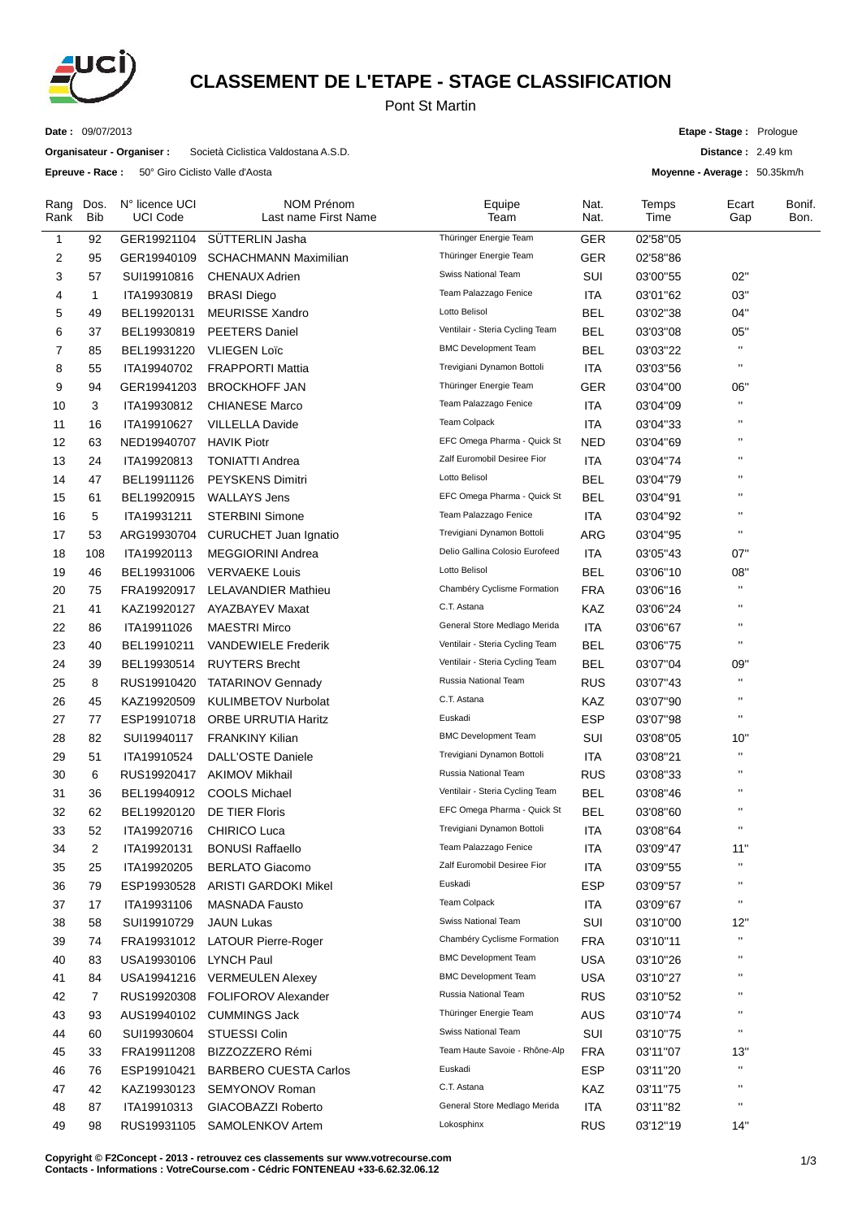# CLASSEMENT DE L'ETAPE - STAGE CLASSIFICATION

Pont St Martin

**Date :** 09/07/2013

**Organisateur - Organiser :** Società Ciclistica Valdostana A.S.D.

**Epreuve - Race :** 50° Giro Ciclisto Valle d'Aosta

**Etape - Stage :** Prologue

**Distance :** 2.49 km

**Moyenne - Average :** 50.35km/h

| Rang Rank | Dos. Bib | N° licence UCI UCI Code | NOM Prénom Last name First Name | Equipe Team | Nat. Nat. | Temps Time | Ecart Gap | Bonif. Bon. |
|---|---|---|---|---|---|---|---|---|
| 1 | 92 | GER19921104 | SÜTTERLIN Jasha | Thüringer Energie Team | GER | 02'58"05 | | |
| 2 | 95 | GER19940109 | SCHACHMANN Maximilian | Thüringer Energie Team | GER | 02'58"86 | | |
| 3 | 57 | SUI19910816 | CHENAUX Adrien | Swiss National Team | SUI | 03'00"55 | 02" | |
| 4 | 1 | ITA19930819 | BRASI Diego | Team Palazzago Fenice | ITA | 03'01"62 | 03" | |
| 5 | 49 | BEL19920131 | MEURISSE Xandro | Lotto Belisol | BEL | 03'02"38 | 04" | |
| 6 | 37 | BEL19930819 | PEETERS Daniel | Ventilair - Steria Cycling Team | BEL | 03'03"08 | 05" | |
| 7 | 85 | BEL19931220 | VLIEGEN Loïc | BMC Development Team | BEL | 03'03"22 | " | |
| 8 | 55 | ITA19940702 | FRAPPORTI Mattia | Trevigiani Dynamon Bottoli | ITA | 03'03"56 | " | |
| 9 | 94 | GER19941203 | BROCKHOFF JAN | Thüringer Energie Team | GER | 03'04"00 | 06" | |
| 10 | 3 | ITA19930812 | CHIANESE Marco | Team Palazzago Fenice | ITA | 03'04"09 | " | |
| 11 | 16 | ITA19910627 | VILLELLA Davide | Team Colpack | ITA | 03'04"33 | " | |
| 12 | 63 | NED19940707 | HAVIK Piotr | EFC Omega Pharma - Quick St | NED | 03'04"69 | " | |
| 13 | 24 | ITA19920813 | TONIATTI Andrea | Zalf Euromobil Desiree Fior | ITA | 03'04"74 | " | |
| 14 | 47 | BEL19911126 | PEYSKENS Dimitri | Lotto Belisol | BEL | 03'04"79 | " | |
| 15 | 61 | BEL19920915 | WALLAYS Jens | EFC Omega Pharma - Quick St | BEL | 03'04"91 | " | |
| 16 | 5 | ITA19931211 | STERBINI Simone | Team Palazzago Fenice | ITA | 03'04"92 | " | |
| 17 | 53 | ARG19930704 | CURUCHET Juan Ignatio | Trevigiani Dynamon Bottoli | ARG | 03'04"95 | " | |
| 18 | 108 | ITA19920113 | MEGGIORINI Andrea | Delio Gallina Colosio Eurofeed | ITA | 03'05"43 | 07" | |
| 19 | 46 | BEL19931006 | VERVAEKE Louis | Lotto Belisol | BEL | 03'06"10 | 08" | |
| 20 | 75 | FRA19920917 | LELAVANDIER Mathieu | Chambéry Cyclisme Formation | FRA | 03'06"16 | " | |
| 21 | 41 | KAZ19920127 | AYAZBAYEV Maxat | C.T. Astana | KAZ | 03'06"24 | " | |
| 22 | 86 | ITA19911026 | MAESTRI Mirco | General Store Medlago Merida | ITA | 03'06"67 | " | |
| 23 | 40 | BEL19910211 | VANDEWIELE Frederik | Ventilair - Steria Cycling Team | BEL | 03'06"75 | " | |
| 24 | 39 | BEL19930514 | RUYTERS Brecht | Ventilair - Steria Cycling Team | BEL | 03'07"04 | 09" | |
| 25 | 8 | RUS19910420 | TATARINOV Gennady | Russia National Team | RUS | 03'07"43 | " | |
| 26 | 45 | KAZ19920509 | KULIMBETOV Nurbolat | C.T. Astana | KAZ | 03'07"90 | " | |
| 27 | 77 | ESP19910718 | ORBE URRUTIA Haritz | Euskadi | ESP | 03'07"98 | " | |
| 28 | 82 | SUI19940117 | FRANKINY Kilian | BMC Development Team | SUI | 03'08"05 | 10" | |
| 29 | 51 | ITA19910524 | DALL'OSTE Daniele | Trevigiani Dynamon Bottoli | ITA | 03'08"21 | " | |
| 30 | 6 | RUS19920417 | AKIMOV Mikhail | Russia National Team | RUS | 03'08"33 | " | |
| 31 | 36 | BEL19940912 | COOLS Michael | Ventilair - Steria Cycling Team | BEL | 03'08"46 | " | |
| 32 | 62 | BEL19920120 | DE TIER Floris | EFC Omega Pharma - Quick St | BEL | 03'08"60 | " | |
| 33 | 52 | ITA19920716 | CHIRICO Luca | Trevigiani Dynamon Bottoli | ITA | 03'08"64 | " | |
| 34 | 2 | ITA19920131 | BONUSI Raffaello | Team Palazzago Fenice | ITA | 03'09"47 | 11" | |
| 35 | 25 | ITA19920205 | BERLATO Giacomo | Zalf Euromobil Desiree Fior | ITA | 03'09"55 | " | |
| 36 | 79 | ESP19930528 | ARISTI GARDOKI Mikel | Euskadi | ESP | 03'09"57 | " | |
| 37 | 17 | ITA19931106 | MASNADA Fausto | Team Colpack | ITA | 03'09"67 | " | |
| 38 | 58 | SUI19910729 | JAUN Lukas | Swiss National Team | SUI | 03'10"00 | 12" | |
| 39 | 74 | FRA19931012 | LATOUR Pierre-Roger | Chambéry Cyclisme Formation | FRA | 03'10"11 | " | |
| 40 | 83 | USA19930106 | LYNCH Paul | BMC Development Team | USA | 03'10"26 | " | |
| 41 | 84 | USA19941216 | VERMEULEN Alexey | BMC Development Team | USA | 03'10"27 | " | |
| 42 | 7 | RUS19920308 | FOLIFOROV Alexander | Russia National Team | RUS | 03'10"52 | " | |
| 43 | 93 | AUS19940102 | CUMMINGS Jack | Thüringer Energie Team | AUS | 03'10"74 | " | |
| 44 | 60 | SUI19930604 | STUESSI Colin | Swiss National Team | SUI | 03'10"75 | " | |
| 45 | 33 | FRA19911208 | BIZZOZZERO Rémi | Team Haute Savoie - Rhône-Alp | FRA | 03'11"07 | 13" | |
| 46 | 76 | ESP19910421 | BARBERO CUESTA Carlos | Euskadi | ESP | 03'11"20 | " | |
| 47 | 42 | KAZ19930123 | SEMYONOV Roman | C.T. Astana | KAZ | 03'11"75 | " | |
| 48 | 87 | ITA19910313 | GIACOBAZZI Roberto | General Store Medlago Merida | ITA | 03'11"82 | " | |
| 49 | 98 | RUS19931105 | SAMOLENKOV Artem | Lokosphinx | RUS | 03'12"19 | 14" | |

**Copyright © F2Concept - 2013 - retrouvez ces classements sur www.votrecourse.com**
**Contacts - Informations : VotreCourse.com - Cédric FONTENEAU +33-6.62.32.06.12**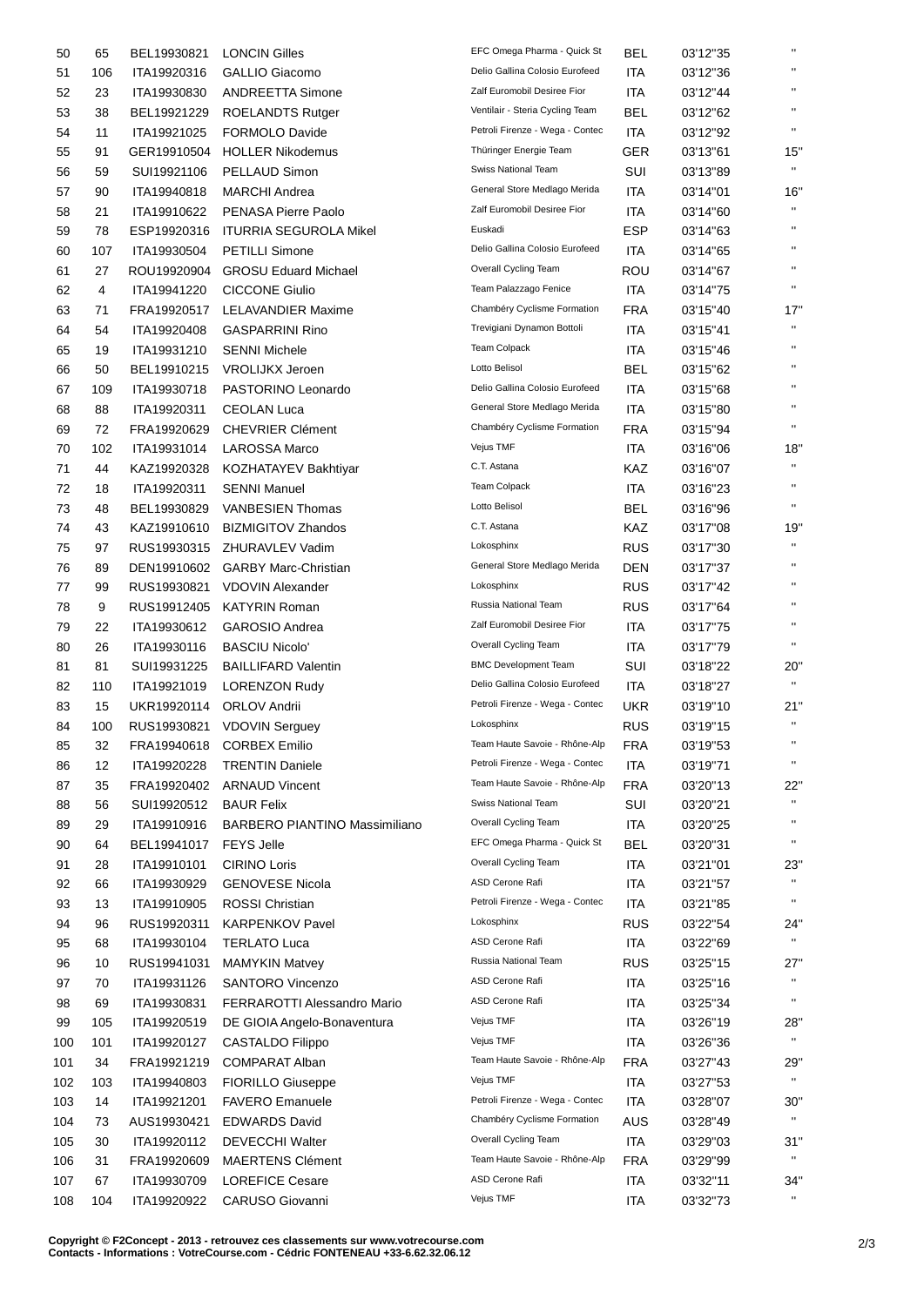| | | | | | | | |
|---|---|---|---|---|---|---|---|
| 50 | 65 | BEL19930821 | LONCIN Gilles | EFC Omega Pharma - Quick St | BEL | 03'12''35 | '' |
| 51 | 106 | ITA19920316 | GALLIO Giacomo | Delio Gallina Colosio Eurofeed | ITA | 03'12''36 | '' |
| 52 | 23 | ITA19930830 | ANDREETTA Simone | Zalf Euromobil Desiree Fior | ITA | 03'12''44 | '' |
| 53 | 38 | BEL19921229 | ROELANDTS Rutger | Ventilair - Steria Cycling Team | BEL | 03'12''62 | '' |
| 54 | 11 | ITA19921025 | FORMOLO Davide | Petroli Firenze - Wega - Contec | ITA | 03'12''92 | '' |
| 55 | 91 | GER19910504 | HOLLER Nikodemus | Thüringer Energie Team | GER | 03'13''61 | 15'' |
| 56 | 59 | SUI19921106 | PELLAUD Simon | Swiss National Team | SUI | 03'13''89 | '' |
| 57 | 90 | ITA19940818 | MARCHI Andrea | General Store Medlago Merida | ITA | 03'14''01 | 16'' |
| 58 | 21 | ITA19910622 | PENASA Pierre Paolo | Zalf Euromobil Desiree Fior | ITA | 03'14''60 | '' |
| 59 | 78 | ESP19920316 | ITURRIA SEGUROLA Mikel | Euskadi | ESP | 03'14''63 | '' |
| 60 | 107 | ITA19930504 | PETILLI Simone | Delio Gallina Colosio Eurofeed | ITA | 03'14''65 | '' |
| 61 | 27 | ROU19920904 | GROSU Eduard Michael | Overall Cycling Team | ROU | 03'14''67 | '' |
| 62 | 4 | ITA19941220 | CICCONE Giulio | Team Palazzago Fenice | ITA | 03'14''75 | '' |
| 63 | 71 | FRA19920517 | LELAVANDIER Maxime | Chambéry Cyclisme Formation | FRA | 03'15''40 | 17'' |
| 64 | 54 | ITA19920408 | GASPARRINI Rino | Trevigiani Dynamon Bottoli | ITA | 03'15''41 | '' |
| 65 | 19 | ITA19931210 | SENNI Michele | Team Colpack | ITA | 03'15''46 | '' |
| 66 | 50 | BEL19910215 | VROLIJKX Jeroen | Lotto Belisol | BEL | 03'15''62 | '' |
| 67 | 109 | ITA19930718 | PASTORINO Leonardo | Delio Gallina Colosio Eurofeed | ITA | 03'15''68 | '' |
| 68 | 88 | ITA19920311 | CEOLAN Luca | General Store Medlago Merida | ITA | 03'15''80 | '' |
| 69 | 72 | FRA19920629 | CHEVRIER Clément | Chambéry Cyclisme Formation | FRA | 03'15''94 | '' |
| 70 | 102 | ITA19931014 | LAROSSA Marco | Vejus TMF | ITA | 03'16''06 | 18'' |
| 71 | 44 | KAZ19920328 | KOZHATAYEV Bakhtiyar | C.T. Astana | KAZ | 03'16''07 | '' |
| 72 | 18 | ITA19920311 | SENNI Manuel | Team Colpack | ITA | 03'16''23 | '' |
| 73 | 48 | BEL19930829 | VANBESIEN Thomas | Lotto Belisol | BEL | 03'16''96 | '' |
| 74 | 43 | KAZ19910610 | BIZMIGITOV Zhandos | C.T. Astana | KAZ | 03'17''08 | 19'' |
| 75 | 97 | RUS19930315 | ZHURAVLEV Vadim | Lokosphinx | RUS | 03'17''30 | '' |
| 76 | 89 | DEN19910602 | GARBY Marc-Christian | General Store Medlago Merida | DEN | 03'17''37 | '' |
| 77 | 99 | RUS19930821 | VDOVIN Alexander | Lokosphinx | RUS | 03'17''42 | '' |
| 78 | 9 | RUS19912405 | KATYRIN Roman | Russia National Team | RUS | 03'17''64 | '' |
| 79 | 22 | ITA19930612 | GAROSIO Andrea | Zalf Euromobil Desiree Fior | ITA | 03'17''75 | '' |
| 80 | 26 | ITA19930116 | BASCIU Nicolo' | Overall Cycling Team | ITA | 03'17''79 | '' |
| 81 | 81 | SUI19931225 | BAILLIFARD Valentin | BMC Development Team | SUI | 03'18''22 | 20'' |
| 82 | 110 | ITA19921019 | LORENZON Rudy | Delio Gallina Colosio Eurofeed | ITA | 03'18''27 | '' |
| 83 | 15 | UKR19920114 | ORLOV Andrii | Petroli Firenze - Wega - Contec | UKR | 03'19''10 | 21'' |
| 84 | 100 | RUS19930821 | VDOVIN Serguey | Lokosphinx | RUS | 03'19''15 | '' |
| 85 | 32 | FRA19940618 | CORBEX Emilio | Team Haute Savoie - Rhône-Alp | FRA | 03'19''53 | '' |
| 86 | 12 | ITA19920228 | TRENTIN Daniele | Petroli Firenze - Wega - Contec | ITA | 03'19''71 | '' |
| 87 | 35 | FRA19920402 | ARNAUD Vincent | Team Haute Savoie - Rhône-Alp | FRA | 03'20''13 | 22'' |
| 88 | 56 | SUI19920512 | BAUR Felix | Swiss National Team | SUI | 03'20''21 | '' |
| 89 | 29 | ITA19910916 | BARBERO PIANTINO Massimiliano | Overall Cycling Team | ITA | 03'20''25 | '' |
| 90 | 64 | BEL19941017 | FEYS Jelle | EFC Omega Pharma - Quick St | BEL | 03'20''31 | '' |
| 91 | 28 | ITA19910101 | CIRINO Loris | Overall Cycling Team | ITA | 03'21''01 | 23'' |
| 92 | 66 | ITA19930929 | GENOVESE Nicola | ASD Cerone Rafi | ITA | 03'21''57 | '' |
| 93 | 13 | ITA19910905 | ROSSI Christian | Petroli Firenze - Wega - Contec | ITA | 03'21''85 | '' |
| 94 | 96 | RUS19920311 | KARPENKOV Pavel | Lokosphinx | RUS | 03'22''54 | 24'' |
| 95 | 68 | ITA19930104 | TERLATO Luca | ASD Cerone Rafi | ITA | 03'22''69 | '' |
| 96 | 10 | RUS19941031 | MAMYKIN Matvey | Russia National Team | RUS | 03'25''15 | 27'' |
| 97 | 70 | ITA19931126 | SANTORO Vincenzo | ASD Cerone Rafi | ITA | 03'25''16 | '' |
| 98 | 69 | ITA19930831 | FERRAROTTI Alessandro Mario | ASD Cerone Rafi | ITA | 03'25''34 | '' |
| 99 | 105 | ITA19920519 | DE GIOIA Angelo-Bonaventura | Vejus TMF | ITA | 03'26''19 | 28'' |
| 100 | 101 | ITA19920127 | CASTALDO Filippo | Vejus TMF | ITA | 03'26''36 | '' |
| 101 | 34 | FRA19921219 | COMPARAT Alban | Team Haute Savoie - Rhône-Alp | FRA | 03'27''43 | 29'' |
| 102 | 103 | ITA19940803 | FIORILLO Giuseppe | Vejus TMF | ITA | 03'27''53 | '' |
| 103 | 14 | ITA19921201 | FAVERO Emanuele | Petroli Firenze - Wega - Contec | ITA | 03'28''07 | 30'' |
| 104 | 73 | AUS19930421 | EDWARDS David | Chambéry Cyclisme Formation | AUS | 03'28''49 | '' |
| 105 | 30 | ITA19920112 | DEVECCHI Walter | Overall Cycling Team | ITA | 03'29''03 | 31'' |
| 106 | 31 | FRA19920609 | MAERTENS Clément | Team Haute Savoie - Rhône-Alp | FRA | 03'29''99 | '' |
| 107 | 67 | ITA19930709 | LOREFICE Cesare | ASD Cerone Rafi | ITA | 03'32''11 | 34'' |
| 108 | 104 | ITA19920922 | CARUSO Giovanni | Vejus TMF | ITA | 03'32''73 | '' |

**Copyright © F2Concept - 2013 - retrouvez ces classements sur www.votrecourse.com**
**Contacts - Informations : VotreCourse.com - Cédric FONTENEAU +33-6.62.32.06.12**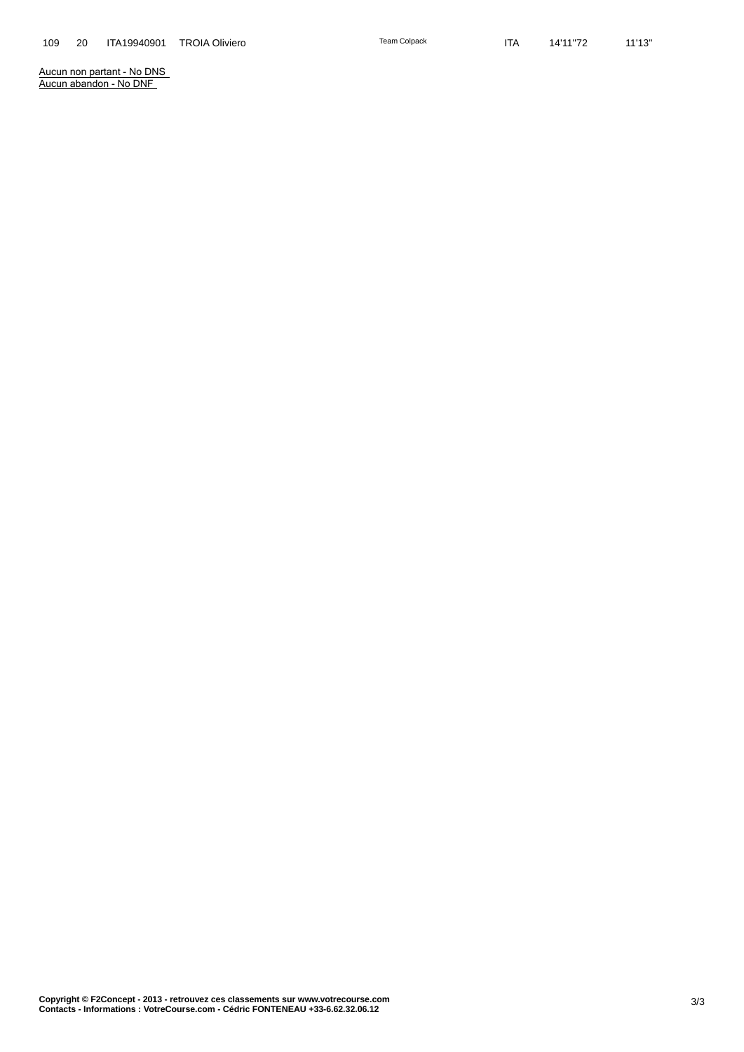| | | | | | | | |
|---|---|---|---|---|---|---|---|
| 109 | 20 | ITA19940901 | TROIA Oliviero | Team Colpack | ITA | 14'11''72 | 11'13'' |

Aucun non partant - No DNS

Aucun abandon - No DNF

**Copyright © F2Concept - 2013 - retrouvez ces classements sur www.votrecourse.com**
**Contacts - Informations : VotreCourse.com - Cédric FONTENEAU +33-6.62.32.06.12**